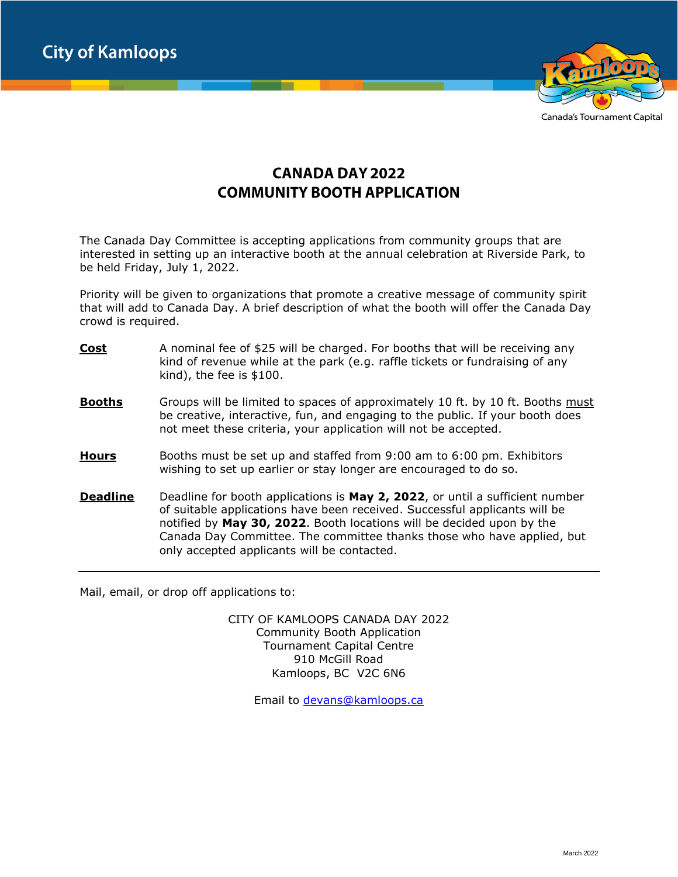City of Kamloops

Canada's Tournament Capital

# CANADA DAY 2022
# COMMUNITY BOOTH APPLICATION

The Canada Day Committee is accepting applications from community groups that are interested in setting up an interactive booth at the annual celebration at Riverside Park, to be held Friday, July 1, 2022.

Priority will be given to organizations that promote a creative message of community spirit that will add to Canada Day. A brief description of what the booth will offer the Canada Day crowd is required.

**Cost** — A nominal fee of $25 will be charged. For booths that will be receiving any kind of revenue while at the park (e.g. raffle tickets or fundraising of any kind), the fee is $100.

**Booths** — Groups will be limited to spaces of approximately 10 ft. by 10 ft. Booths must be creative, interactive, fun, and engaging to the public. If your booth does not meet these criteria, your application will not be accepted.

**Hours** — Booths must be set up and staffed from 9:00 am to 6:00 pm. Exhibitors wishing to set up earlier or stay longer are encouraged to do so.

**Deadline** — Deadline for booth applications is **May 2, 2022**, or until a sufficient number of suitable applications have been received. Successful applicants will be notified by **May 30, 2022**. Booth locations will be decided upon by the Canada Day Committee. The committee thanks those who have applied, but only accepted applicants will be contacted.

---

Mail, email, or drop off applications to:

CITY OF KAMLOOPS CANADA DAY 2022
Community Booth Application
Tournament Capital Centre
910 McGill Road
Kamloops, BC V2C 6N6

Email to devans@kamloops.ca

March 2022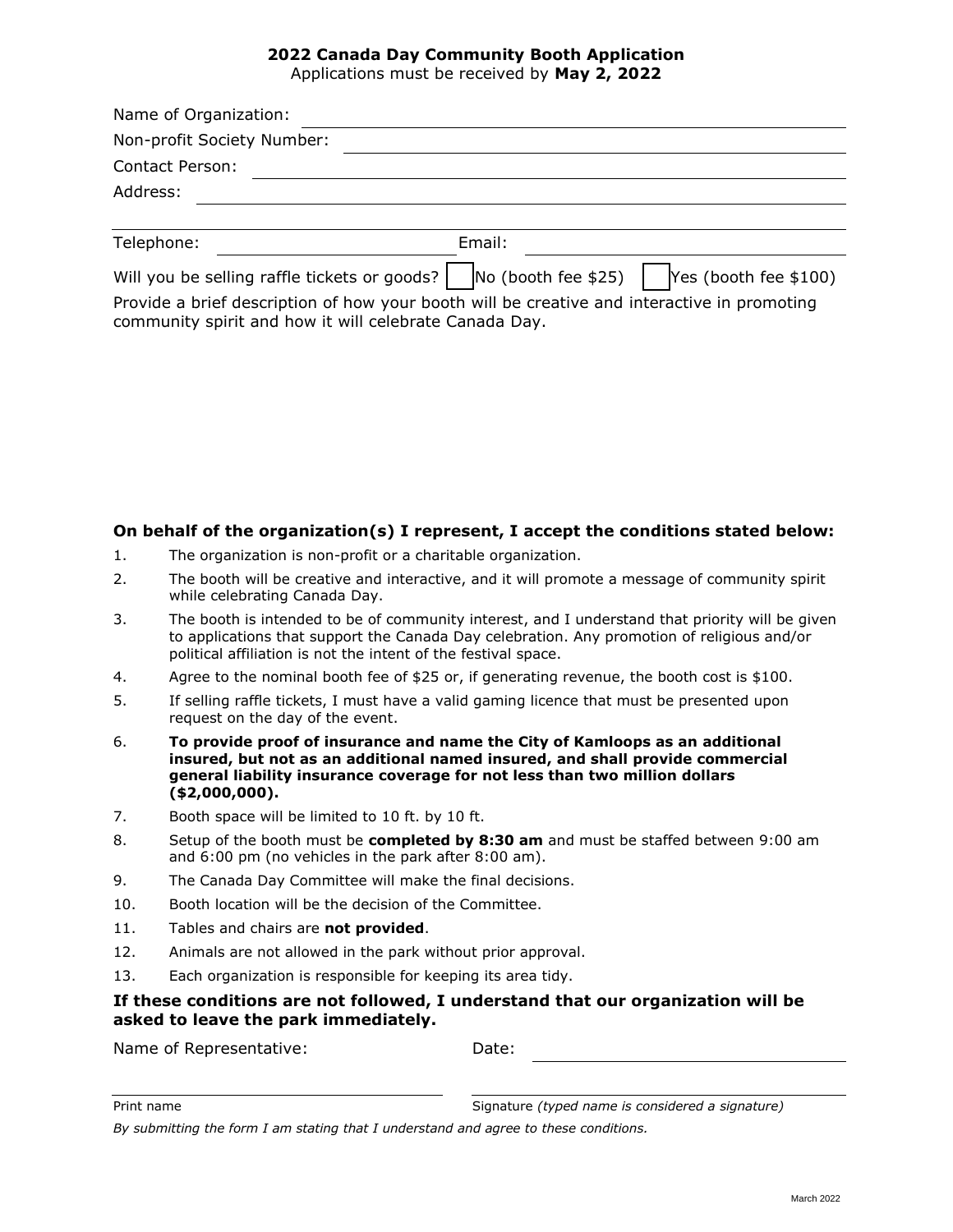# 2022 Canada Day Community Booth Application

Applications must be received by **May 2, 2022**

Name of Organization: \_\_\_\_\_\_\_\_\_\_\_\_\_\_\_\_\_\_\_\_

Non-profit Society Number: \_\_\_\_\_\_\_\_\_\_\_\_\_\_\_\_\_\_\_\_

Contact Person: \_\_\_\_\_\_\_\_\_\_\_\_\_\_\_\_\_\_\_\_

Address: \_\_\_\_\_\_\_\_\_\_\_\_\_\_\_\_\_\_\_\_

Telephone: \_\_\_\_\_\_\_\_\_\_\_\_\_\_\_\_\_\_\_\_ Email: \_\_\_\_\_\_\_\_\_\_\_\_\_\_\_\_\_\_\_\_

Will you be selling raffle tickets or goods? ☐ No (booth fee $25) ☐ Yes (booth fee $100)

Provide a brief description of how your booth will be creative and interactive in promoting community spirit and how it will celebrate Canada Day.

**On behalf of the organization(s) I represent, I accept the conditions stated below:**

1. The organization is non-profit or a charitable organization.
2. The booth will be creative and interactive, and it will promote a message of community spirit while celebrating Canada Day.
3. The booth is intended to be of community interest, and I understand that priority will be given to applications that support the Canada Day celebration. Any promotion of religious and/or political affiliation is not the intent of the festival space.
4. Agree to the nominal booth fee of $25 or, if generating revenue, the booth cost is $100.
5. If selling raffle tickets, I must have a valid gaming licence that must be presented upon request on the day of the event.
6. **To provide proof of insurance and name the City of Kamloops as an additional insured, but not as an additional named insured, and shall provide commercial general liability insurance coverage for not less than two million dollars ($2,000,000).**
7. Booth space will be limited to 10 ft. by 10 ft.
8. Setup of the booth must be **completed by 8:30 am** and must be staffed between 9:00 am and 6:00 pm (no vehicles in the park after 8:00 am).
9. The Canada Day Committee will make the final decisions.
10. Booth location will be the decision of the Committee.
11. Tables and chairs are **not provided**.
12. Animals are not allowed in the park without prior approval.
13. Each organization is responsible for keeping its area tidy.

**If these conditions are not followed, I understand that our organization will be asked to leave the park immediately.**

Name of Representative: Date: \_\_\_\_\_\_\_\_\_\_\_\_\_\_\_\_\_\_\_\_

\_\_\_\_\_\_\_\_\_\_\_\_\_\_\_\_\_\_\_\_ \_\_\_\_\_\_\_\_\_\_\_\_\_\_\_\_\_\_\_\_

Print name Signature *(typed name is considered a signature)*

*By submitting the form I am stating that I understand and agree to these conditions.*

March 2022